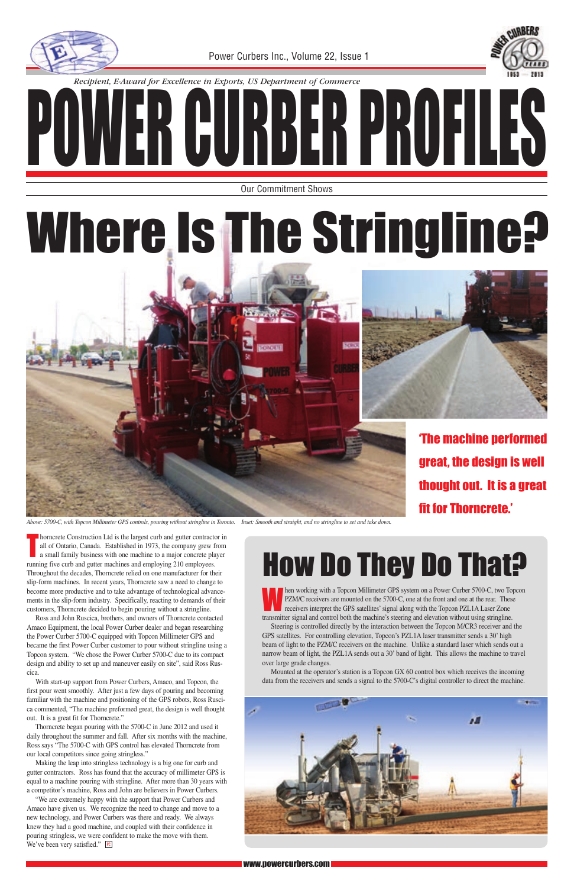Power Curbers Inc., Volume 22, Issue 1

*Recipient, E-Award for Excellence in Exports, US Department of Commerce*

# POWER CURBER PROFILES

Our Commitment Shows

# Where Is The Stringline?

**'The machine performed great, the design is well thought out. It is a great fit for Thorncrete.'**

*Above: 5700-C, with Topcon Millimeter GPS controls, pouring without stringline in Toronto. Inset: Smooth and straight, and no stringline to set and take down.*

Thorncrete Construction Ltd is the largest curb and gutter contractor in all of Ontario, Canada. Established in 1973, the company grew from a small family business with one machine to a major concrete player running five curb and gutter machines and employing 210 employees. Throughout the decades, Thorncrete relied on one manufacturer for their slip-form machines. In recent years, Thorncrete saw a need to change to become more productive and to take advantage of technological advancements in the slip-form industry. Specifically, reacting to demands of their customers, Thorncrete decided to begin pouring without a stringline.

Ross and John Ruscica, brothers, and owners of Thorncrete contacted Amaco Equipment, the local Power Curber dealer and began researching the Power Curber 5700-C equipped with Topcon Millimeter GPS and became the first Power Curber customer to pour without stringline using a Topcon system. "We chose the Power Curber 5700-C due to its compact design and ability to set up and maneuver easily on site", said Ross Ruscica.

With start-up support from Power Curbers, Amaco, and Topcon, the first pour went smoothly. After just a few days of pouring and becoming familiar with the machine and positioning of the GPS robots, Ross Ruscica commented, "The machine preformed great, the design is well thought out. It is a great fit for Thorncrete."

Thorncrete began pouring with the 5700-C in June 2012 and used it daily throughout the summer and fall. After six months with the machine, Ross says "The 5700-C with GPS control has elevated Thorncrete from our local competitors since going stringless."

Making the leap into stringless technology is a big one for curb and gutter contractors. Ross has found that the accuracy of millimeter GPS is equal to a machine pouring with stringline. After more than 30 years with a competitor's machine, Ross and John are believers in Power Curbers.

"We are extremely happy with the support that Power Curbers and Amaco have given us. We recognize the need to change and move to a new technology, and Power Curbers was there and ready. We always knew they had a good machine, and coupled with their confidence in pouring stringless, we were confident to make the move with them. We've been very satisfied."

## How Do They Do That?

When working with a Topcon Millimeter GPS system on a Power Curber 5700-C, two Topcon PZM/C receivers are mounted on the 5700-C, one at the front and one at the rear. These receivers interpret the GPS satellites' signal along with the Topcon PZL1A Laser Zone transmitter signal and control both the machine's steering and elevation without using stringline.

Steering is controlled directly by the interaction between the Topcon M/CR3 receiver and the GPS satellites. For controlling elevation, Topcon's PZL1A laser transmitter sends a 30' high beam of light to the PZM/C receivers on the machine. Unlike a standard laser which sends out a narrow beam of light, the PZL1A sends out a 30' band of light. This allows the machine to travel over large grade changes.

Mounted at the operator's station is a Topcon GX 60 control box which receives the incoming data from the receivers and sends a signal to the 5700-C's digital controller to direct the machine.

www.powercurbers.com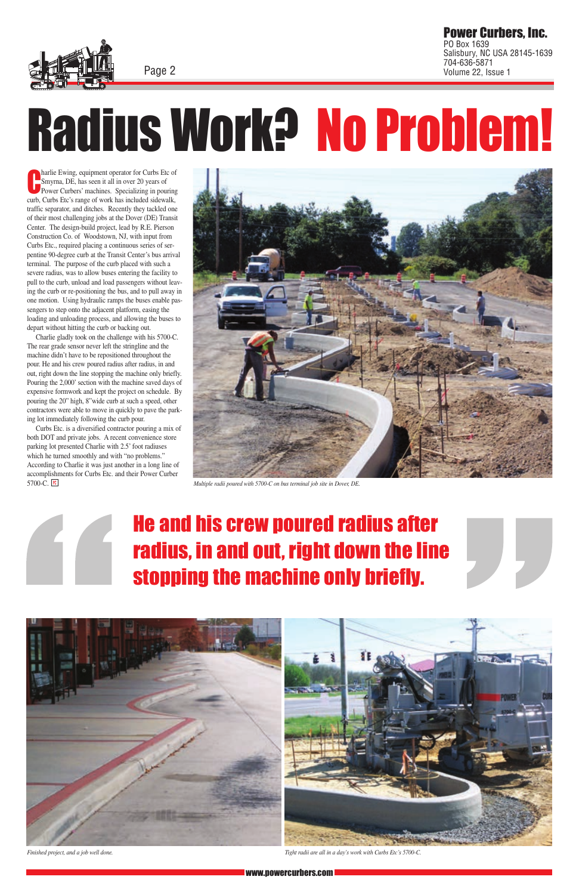# Radius Work? No Problem!

Charlie Ewing, equipment operator for Curbs Etc of Smyrna, DE, has seen it all in over 20 years of Power Curbers' machines. Specializing in pouring curb, Curbs Etc's range of work has included sidewalk, traffic separator, and ditches. Recently they tackled one of their most challenging jobs at the Dover (DE) Transit Center. The design-build project, lead by R.E. Pierson Construction Co. of Woodstown, NJ, with input from Curbs Etc., required placing a continuous series of serpentine 90-degree curb at the Transit Center's bus arrival terminal. The purpose of the curb placed with such a severe radius, was to allow buses entering the facility to pull to the curb, unload and load passengers without leaving the curb or re-positioning the bus, and to pull away in one motion. Using hydraulic ramps the buses enable passengers to step onto the adjacent platform, easing the loading and unloading process, and allowing the buses to depart without hitting the curb or backing out.

Charlie gladly took on the challenge with his 5700-C. The rear grade sensor never left the stringline and the machine didn't have to be repositioned throughout the pour. He and his crew poured radius after radius, in and out, right down the line stopping the machine only briefly. Pouring the 2,000' section with the machine saved days of expensive formwork and kept the project on schedule. By pouring the 20" high, 8" wide curb at such a speed, other contractors were able to move in quickly to pave the parking lot immediately following the curb pour.

Curbs Etc. is a diversified contractor pouring a mix of both DOT and private jobs. A recent convenience store parking lot presented Charlie with 2.5' foot radiuses which he turned smoothly and with "no problems." According to Charlie it was just another in a long line of accomplishments for Curbs Etc. and their Power Curber 5700-C.

*Multiple radii poured with 5700-C on bus terminal job site in Dover, DE.*

> **He and his crew poured radius after radius, in and out, right down the line stopping the machine only briefly.**

*Finished project, and a job well done.*

*Tight radii are all in a day's work with Curbs Etc's 5700-C.*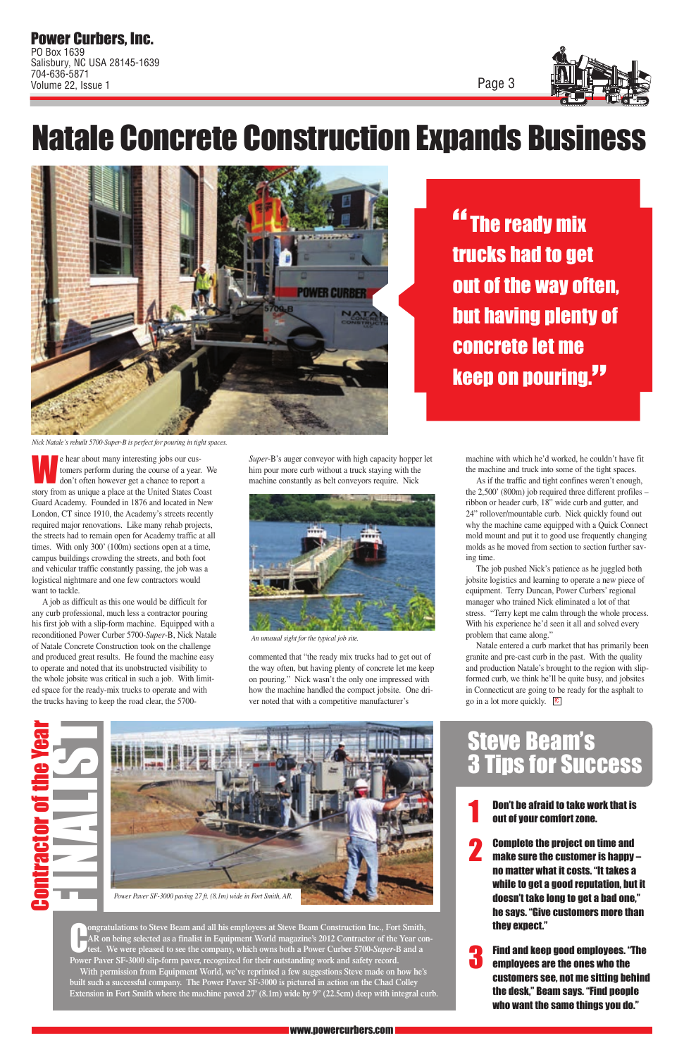# Natale Concrete Construction Expands Business

> "The ready mix trucks had to get out of the way often, but having plenty of concrete let me keep on pouring."

*Nick Natale's rebuilt 5700-Super-B is perfect for pouring in tight spaces.*

We hear about many interesting jobs our customers perform during the course of a year. We don't often however get a chance to report a story from as unique a place at the United States Coast Guard Academy. Founded in 1876 and located in New London, CT since 1910, the Academy's streets recently required major renovations. Like many rehab projects, the streets had to remain open for Academy traffic at all times. With only 300' (100m) sections open at a time, campus buildings crowding the streets, and both foot and vehicular traffic constantly passing, the job was a logistical nightmare and one few contractors would want to tackle.

A job as difficult as this one would be difficult for any curb professional, much less a contractor pouring his first job with a slip-form machine. Equipped with a reconditioned Power Curber 5700-*Super*-B, Nick Natale of Natale Concrete Construction took on the challenge and produced great results. He found the machine easy to operate and noted that its unobstructed visibility to the whole jobsite was critical in such a job. With limited space for the ready-mix trucks to operate and with the trucks having to keep the road clear, the 5700-*Super*-B's auger conveyor with high capacity hopper let him pour more curb without a truck staying with the machine constantly as belt conveyors require. Nick commented that "the ready mix trucks had to get out of the way often, but having plenty of concrete let me keep on pouring." Nick wasn't the only one impressed with how the machine handled the compact jobsite. One driver noted that with a competitive manufacturer's machine with which he'd worked, he couldn't have fit the machine and truck into some of the tight spaces.

*An unusual sight for the typical job site.*

As if the traffic and tight confines weren't enough, the 2,500' (800m) job required three different profiles – ribbon or header curb, 18" wide curb and gutter, and 24" rollover/mountable curb. Nick quickly found out why the machine came equipped with a Quick Connect mold mount and put it to good use frequently changing molds as he moved from section to section further saving time.

The job pushed Nick's patience as he juggled both jobsite logistics and learning to operate a new piece of equipment. Terry Duncan, Power Curbers' regional manager who trained Nick eliminated a lot of that stress. "Terry kept me calm through the whole process. With his experience he'd seen it all and solved every problem that came along."

Natale entered a curb market that has primarily been granite and pre-cast curb in the past. With the quality and production Natale's brought to the region with slip-formed curb, we think he'll be quite busy, and jobsites in Connecticut are going to be ready for the asphalt to go in a lot more quickly.

## Contractor of the Year FINALIST

*Power Paver SF-3000 paving 27 ft. (8.1m) wide in Fort Smith, AR.*

Congratulations to Steve Beam and all his employees at Steve Beam Construction Inc., Fort Smith, AR on being selected as a finalist in Equipment World magazine's 2012 Contractor of the Year contest. We were pleased to see the company, which owns both a Power Curber 5700-*Super*-B and a Power Paver SF-3000 slip-form paver, recognized for their outstanding work and safety record.

With permission from Equipment World, we've reprinted a few suggestions Steve made on how he's built such a successful company. The Power Paver SF-3000 is pictured in action on the Chad Colley Extension in Fort Smith where the machine paved 27' (8.1m) wide by 9" (22.5cm) deep with integral curb.

## Steve Beam's 3 Tips for Success

1. **Don't be afraid to take work that is out of your comfort zone.**
2. **Complete the project on time and make sure the customer is happy – no matter what it costs. "It takes a while to get a good reputation, but it doesn't take long to get a bad one," he says. "Give customers more than they expect."**
3. **Find and keep good employees. "The employees are the ones who the customers see, not me sitting behind the desk," Beam says. "Find people who want the same things you do."**

www.powercurbers.com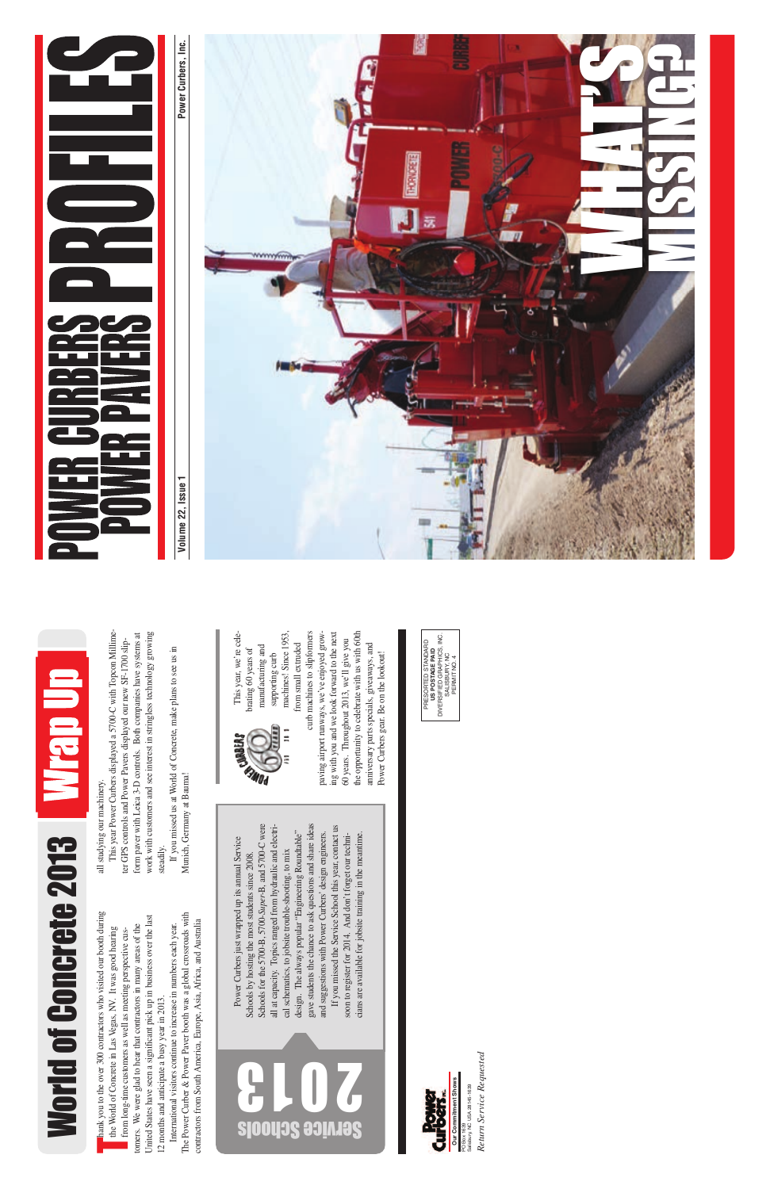# POWER CURBERS POWER PAVERS PROFILES

Volume 22, Issue 1

Power Curbers, Inc.

# WHAT'S MISSING?

# World of Concrete 2013 Wrap Up

Thank you to the over 300 contractors who visited our booth during the World of Concrete in Las Vegas, NV. It was good hearing from long-time customers as well as meeting perspective customers. We were glad to hear that contractors in many areas of the United States have seen a significant pick up in business over the last 12 months and anticipate a busy year in 2013.

International visitors continue to increase in numbers each year. The Power Curber & Power Paver booth was a global crossroads with contractors from South America, Europe, Asia, Africa, and Australia all studying our machinery.

This year Power Curbers displayed a 5700-C with Topcon Millimeter GPS controls and Power Pavers displayed our new SF-1700 slipform paver with Leica 3-D controls. Both companies have systems at work with customers and see interest in stringless technology growing steadily.

If you missed us at World of Concrete, make plans to see us in Munich, Germany at Bauma!

## Service Schools 2013

Power Curbers just wrapped up its annual Service Schools by hosting the most students since 2008. Schools for the 5700-B, 5700-*Super*-B, and 5700-C were all at capacity. Topics ranged from hydraulic and electrical schematics, to jobsite trouble-shooting, to mix design. The always popular "Engineering Roundtable" gave students the chance to ask questions and share ideas and suggestions with Power Curbers' design engineers.

If you missed the Service School this year, contact us soon to register for 2014. And don't forget our technicians are available for jobsite training in the meantime.

This year, we're celebrating 60 years of manufacturing and supporting curb machines! Since 1953, from small extruded curb machines to slipformers paving airport runways, we've enjoyed growing with you and we look forward to the next 60 years. Throughout 2013, we'll give you the opportunity to celebrate with us with 60th anniversary parts specials, giveaways, and Power Curbers gear. Be on the lookout!

Power Curbers Inc.
Our Commitment Shows
PO Box 1639
Salisbury, NC USA 28145-1639

*Return Service Requested*

PRESORTED STANDARD
US POSTAGE PAID
DIVERSIFIED GRAPHICS, INC
SALISBURY, NC
PERMIT NO. 4